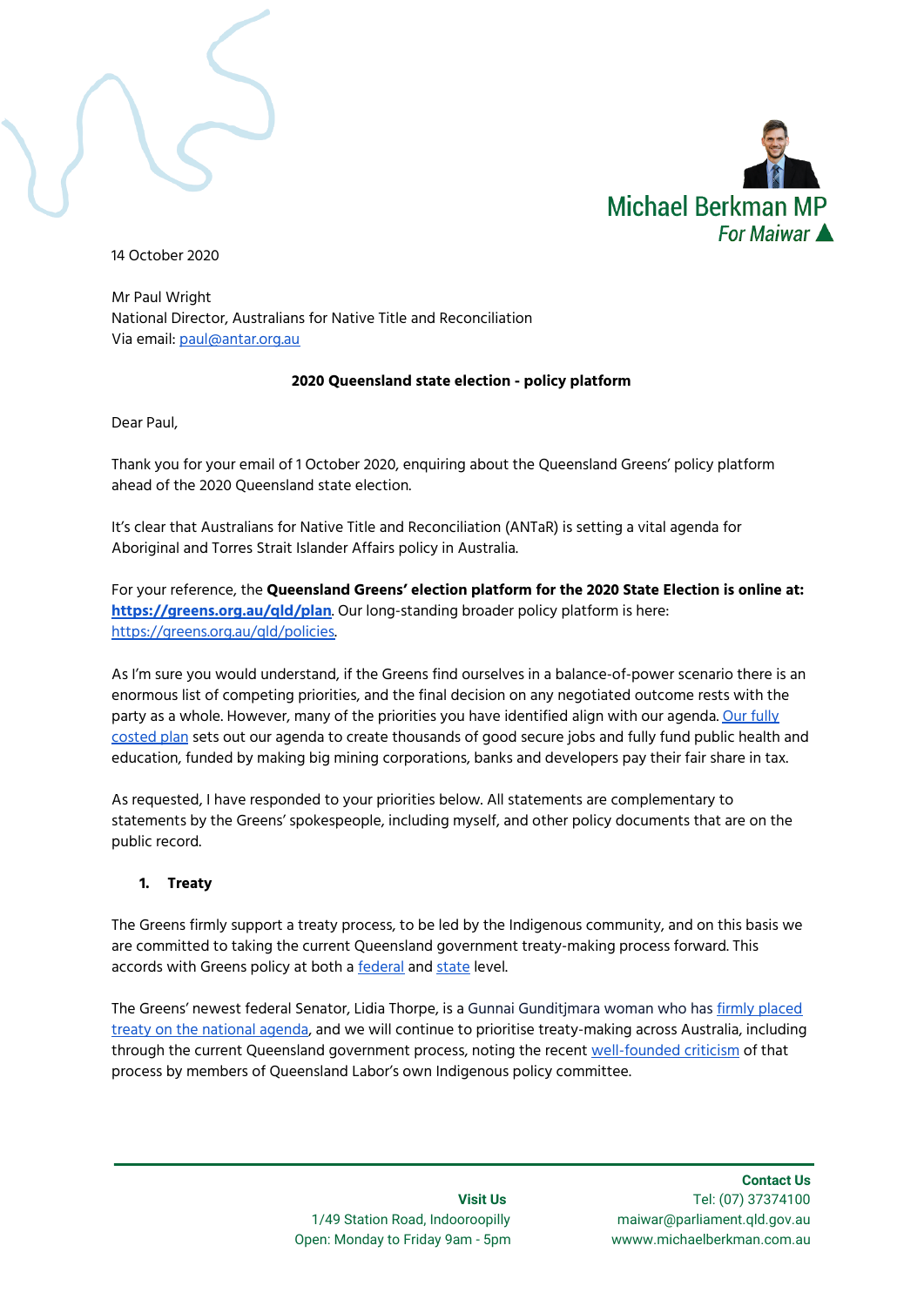Michael Berkman MP
*For Maiwar*

14 October 2020

Mr Paul Wright
National Director, Australians for Native Title and Reconciliation
Via email: paul@antar.org.au

**2020 Queensland state election - policy platform**

Dear Paul,

Thank you for your email of 1 October 2020, enquiring about the Queensland Greens' policy platform ahead of the 2020 Queensland state election.

It's clear that Australians for Native Title and Reconciliation (ANTaR) is setting a vital agenda for Aboriginal and Torres Strait Islander Affairs policy in Australia.

For your reference, the **Queensland Greens' election platform for the 2020 State Election is online at: https://greens.org.au/qld/plan**. Our long-standing broader policy platform is here: https://greens.org.au/qld/policies.

As I'm sure you would understand, if the Greens find ourselves in a balance-of-power scenario there is an enormous list of competing priorities, and the final decision on any negotiated outcome rests with the party as a whole. However, many of the priorities you have identified align with our agenda. Our fully costed plan sets out our agenda to create thousands of good secure jobs and fully fund public health and education, funded by making big mining corporations, banks and developers pay their fair share in tax.

As requested, I have responded to your priorities below. All statements are complementary to statements by the Greens' spokespeople, including myself, and other policy documents that are on the public record.

1. **Treaty**

The Greens firmly support a treaty process, to be led by the Indigenous community, and on this basis we are committed to taking the current Queensland government treaty-making process forward. This accords with Greens policy at both a federal and state level.

The Greens' newest federal Senator, Lidia Thorpe, is a Gunnai Gunditjmara woman who has firmly placed treaty on the national agenda, and we will continue to prioritise treaty-making across Australia, including through the current Queensland government process, noting the recent well-founded criticism of that process by members of Queensland Labor's own Indigenous policy committee.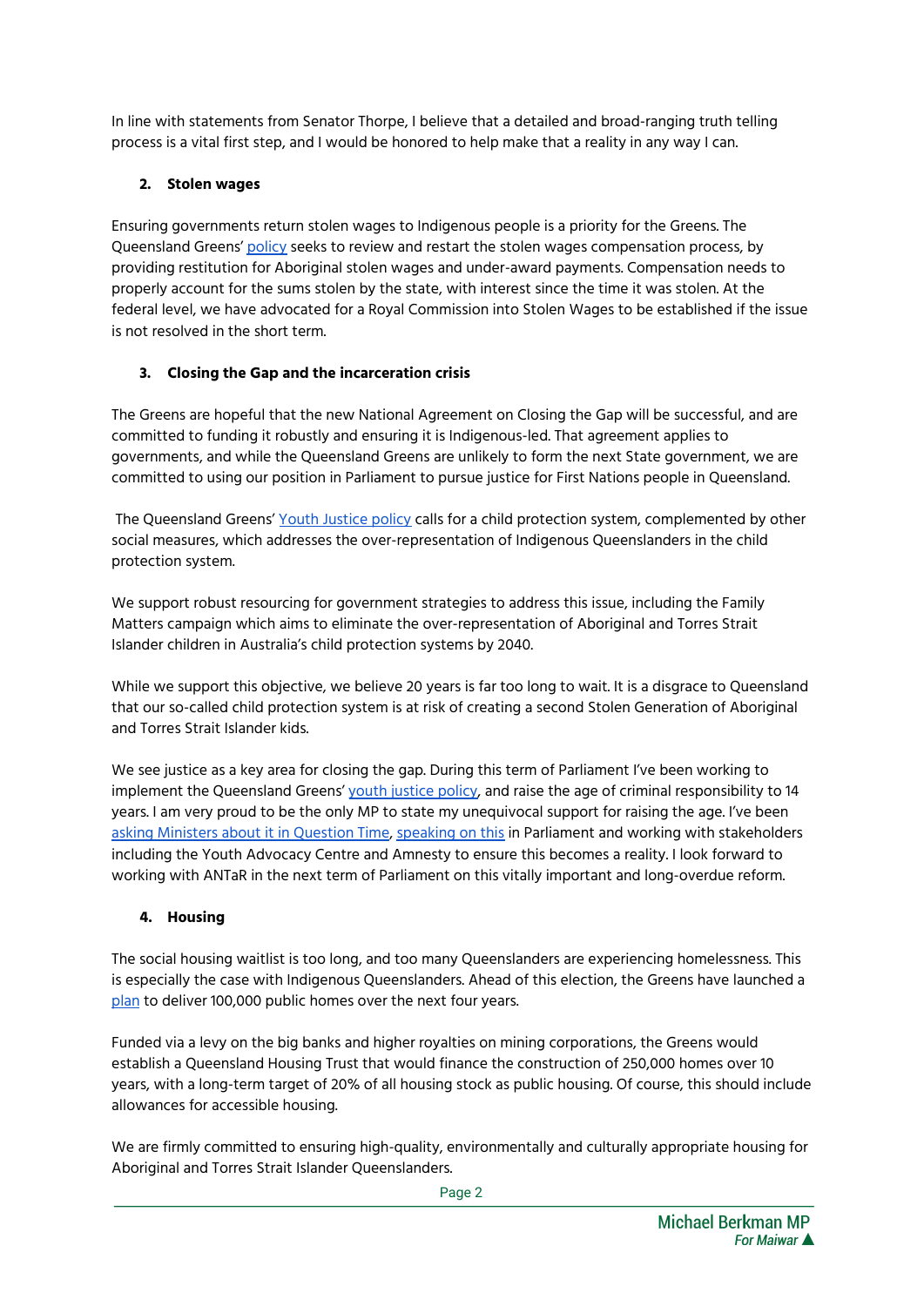In line with statements from Senator Thorpe, I believe that a detailed and broad-ranging truth telling process is a vital first step, and I would be honored to help make that a reality in any way I can.

2. **Stolen wages**

Ensuring governments return stolen wages to Indigenous people is a priority for the Greens. The Queensland Greens' policy seeks to review and restart the stolen wages compensation process, by providing restitution for Aboriginal stolen wages and under-award payments. Compensation needs to properly account for the sums stolen by the state, with interest since the time it was stolen. At the federal level, we have advocated for a Royal Commission into Stolen Wages to be established if the issue is not resolved in the short term.

3. **Closing the Gap and the incarceration crisis**

The Greens are hopeful that the new National Agreement on Closing the Gap will be successful, and are committed to funding it robustly and ensuring it is Indigenous-led. That agreement applies to governments, and while the Queensland Greens are unlikely to form the next State government, we are committed to using our position in Parliament to pursue justice for First Nations people in Queensland.

The Queensland Greens' Youth Justice policy calls for a child protection system, complemented by other social measures, which addresses the over-representation of Indigenous Queenslanders in the child protection system.

We support robust resourcing for government strategies to address this issue, including the Family Matters campaign which aims to eliminate the over-representation of Aboriginal and Torres Strait Islander children in Australia's child protection systems by 2040.

While we support this objective, we believe 20 years is far too long to wait. It is a disgrace to Queensland that our so-called child protection system is at risk of creating a second Stolen Generation of Aboriginal and Torres Strait Islander kids.

We see justice as a key area for closing the gap. During this term of Parliament I've been working to implement the Queensland Greens' youth justice policy, and raise the age of criminal responsibility to 14 years. I am very proud to be the only MP to state my unequivocal support for raising the age. I've been asking Ministers about it in Question Time, speaking on this in Parliament and working with stakeholders including the Youth Advocacy Centre and Amnesty to ensure this becomes a reality. I look forward to working with ANTaR in the next term of Parliament on this vitally important and long-overdue reform.

4. **Housing**

The social housing waitlist is too long, and too many Queenslanders are experiencing homelessness. This is especially the case with Indigenous Queenslanders. Ahead of this election, the Greens have launched a plan to deliver 100,000 public homes over the next four years.

Funded via a levy on the big banks and higher royalties on mining corporations, the Greens would establish a Queensland Housing Trust that would finance the construction of 250,000 homes over 10 years, with a long-term target of 20% of all housing stock as public housing. Of course, this should include allowances for accessible housing.

We are firmly committed to ensuring high-quality, environmentally and culturally appropriate housing for Aboriginal and Torres Strait Islander Queenslanders.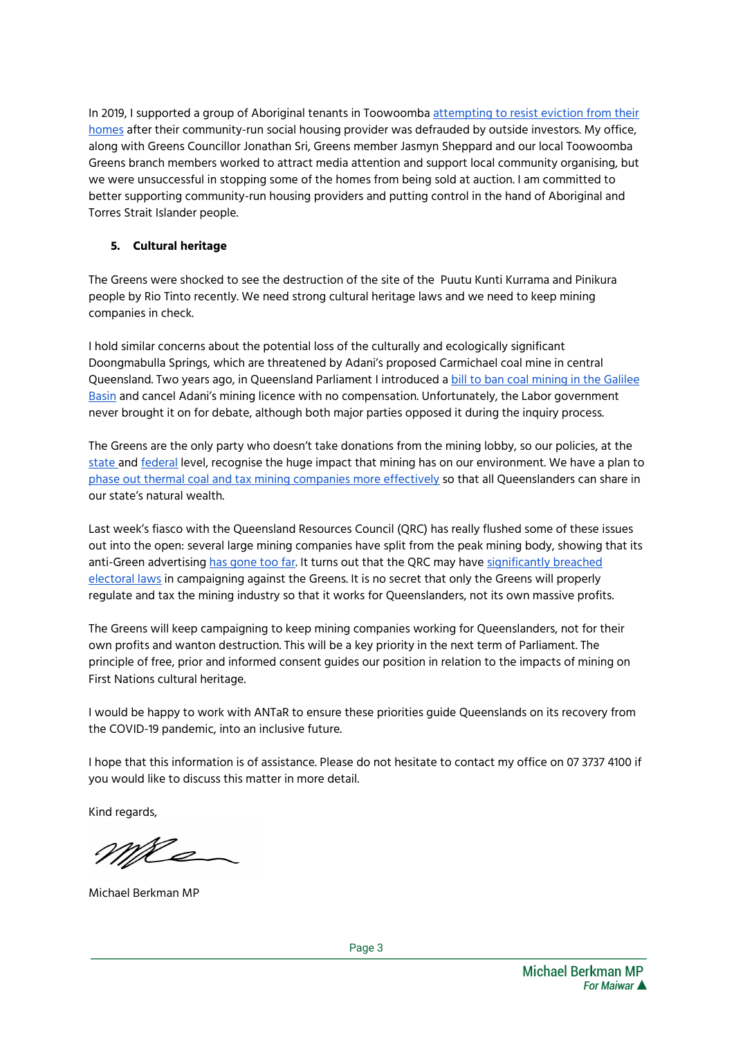In 2019, I supported a group of Aboriginal tenants in Toowoomba attempting to resist eviction from their homes after their community-run social housing provider was defrauded by outside investors. My office, along with Greens Councillor Jonathan Sri, Greens member Jasmyn Sheppard and our local Toowoomba Greens branch members worked to attract media attention and support local community organising, but we were unsuccessful in stopping some of the homes from being sold at auction. I am committed to better supporting community-run housing providers and putting control in the hand of Aboriginal and Torres Strait Islander people.

5. **Cultural heritage**

The Greens were shocked to see the destruction of the site of the Puutu Kunti Kurrama and Pinikura people by Rio Tinto recently. We need strong cultural heritage laws and we need to keep mining companies in check.

I hold similar concerns about the potential loss of the culturally and ecologically significant Doongmabulla Springs, which are threatened by Adani's proposed Carmichael coal mine in central Queensland. Two years ago, in Queensland Parliament I introduced a bill to ban coal mining in the Galilee Basin and cancel Adani's mining licence with no compensation. Unfortunately, the Labor government never brought it on for debate, although both major parties opposed it during the inquiry process.

The Greens are the only party who doesn't take donations from the mining lobby, so our policies, at the state and federal level, recognise the huge impact that mining has on our environment. We have a plan to phase out thermal coal and tax mining companies more effectively so that all Queenslanders can share in our state's natural wealth.

Last week's fiasco with the Queensland Resources Council (QRC) has really flushed some of these issues out into the open: several large mining companies have split from the peak mining body, showing that its anti-Green advertising has gone too far. It turns out that the QRC may have significantly breached electoral laws in campaigning against the Greens. It is no secret that only the Greens will properly regulate and tax the mining industry so that it works for Queenslanders, not its own massive profits.

The Greens will keep campaigning to keep mining companies working for Queenslanders, not for their own profits and wanton destruction. This will be a key priority in the next term of Parliament. The principle of free, prior and informed consent guides our position in relation to the impacts of mining on First Nations cultural heritage.

I would be happy to work with ANTaR to ensure these priorities guide Queenslands on its recovery from the COVID-19 pandemic, into an inclusive future.

I hope that this information is of assistance. Please do not hesitate to contact my office on 07 3737 4100 if you would like to discuss this matter in more detail.

Kind regards,

Michael Berkman MP